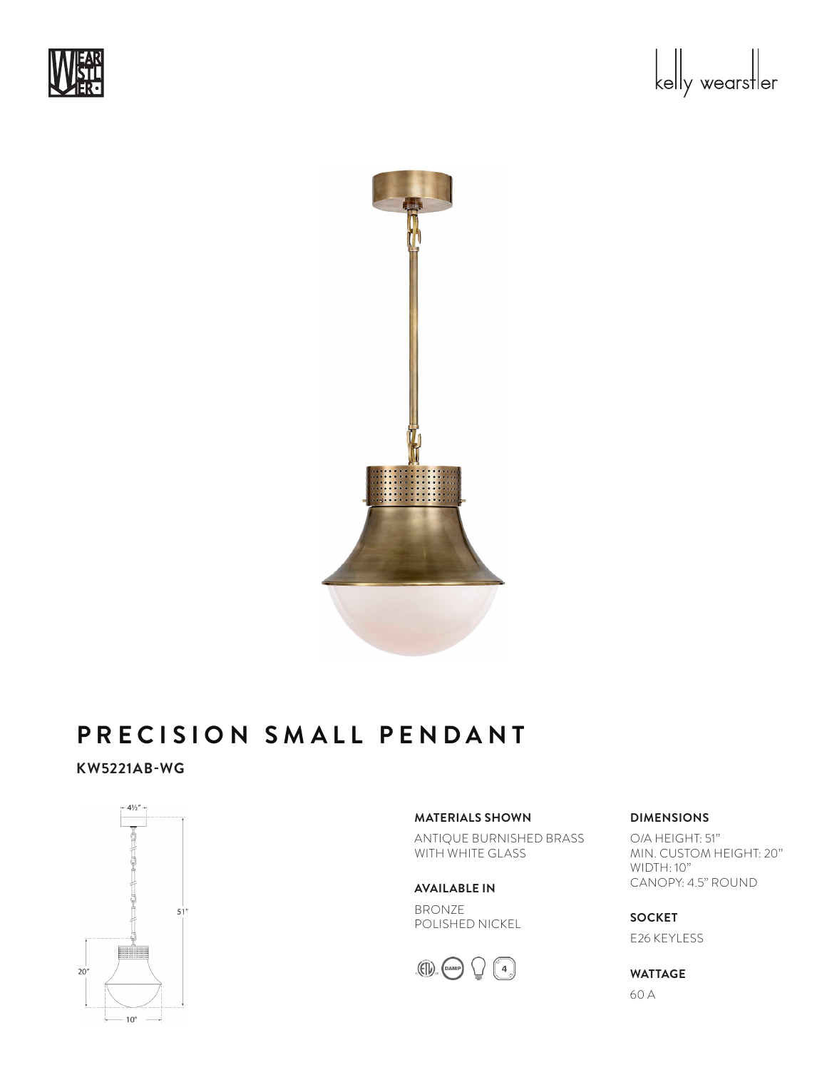kelly wearstler

# PRECISION SMALL PENDANT

**KW5221AB-WG**

4½"

51"

20"

10"

**MATERIALS SHOWN**

ANTIQUE BURNISHED BRASS
WITH WHITE GLASS

**AVAILABLE IN**

BRONZE
POLISHED NICKEL

**DIMENSIONS**

O/A HEIGHT: 51"
MIN. CUSTOM HEIGHT: 20"
WIDTH: 10"
CANOPY: 4.5" ROUND

**SOCKET**

E26 KEYLESS

**WATTAGE**

60 A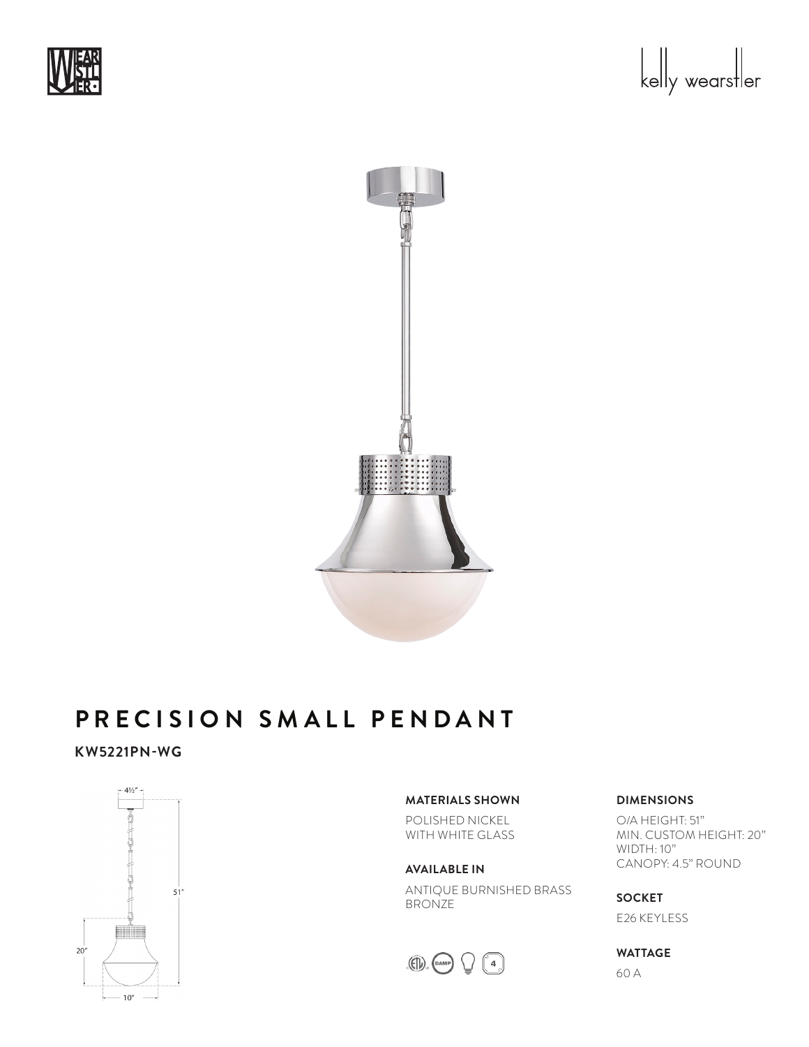# PRECISION SMALL PENDANT

**KW5221PN-WG**

### MATERIALS SHOWN

POLISHED NICKEL
WITH WHITE GLASS

### AVAILABLE IN

ANTIQUE BURNISHED BRASS
BRONZE

### DIMENSIONS

O/A HEIGHT: 51"
MIN. CUSTOM HEIGHT: 20"
WIDTH: 10"
CANOPY: 4.5" ROUND

### SOCKET

E26 KEYLESS

### WATTAGE

60 A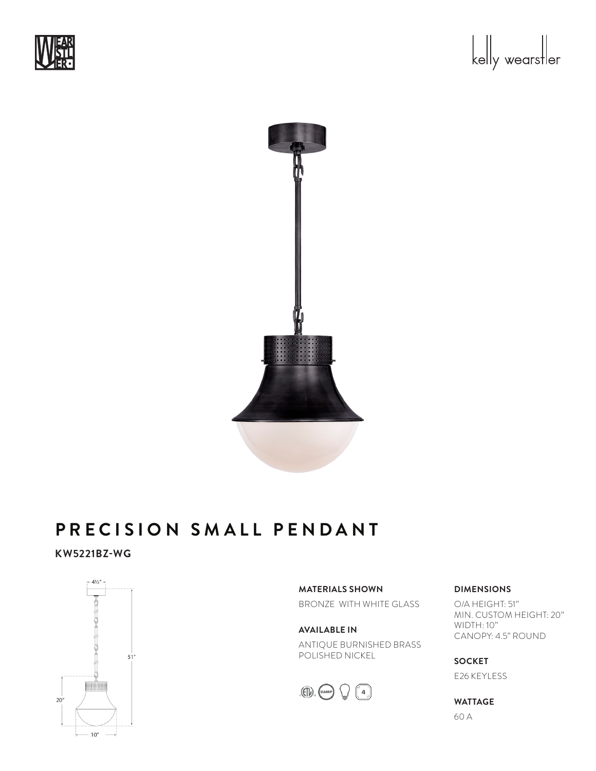# PRECISION SMALL PENDANT

**KW5221BZ-WG**

4½"

51"

20"

10"

**MATERIALS SHOWN**

BRONZE WITH WHITE GLASS

**AVAILABLE IN**

ANTIQUE BURNISHED BRASS
POLISHED NICKEL

**DIMENSIONS**

O/A HEIGHT: 51"
MIN. CUSTOM HEIGHT: 20"
WIDTH: 10"
CANOPY: 4.5" ROUND

**SOCKET**

E26 KEYLESS

**WATTAGE**

60 A